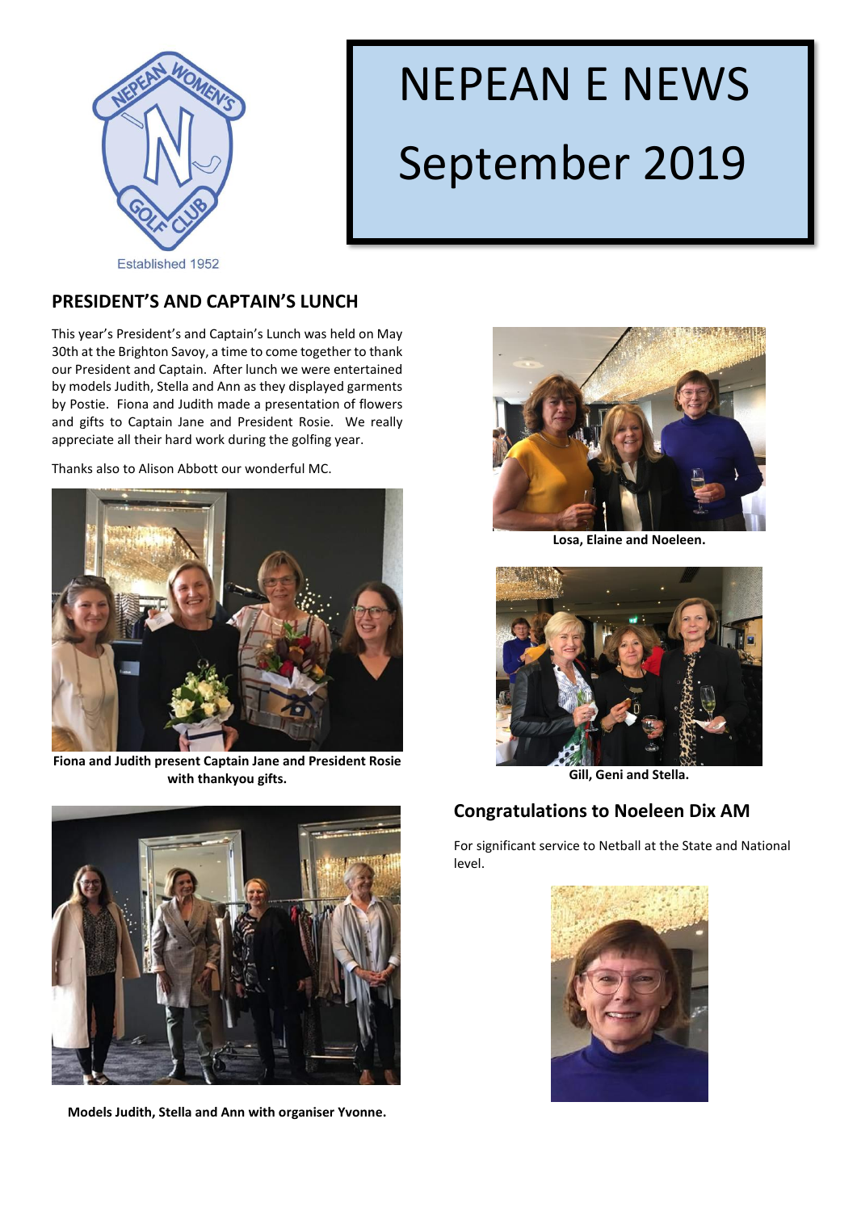Established 1952

# NEPEAN E NEWS

# September 2019

## PRESIDENT'S AND CAPTAIN'S LUNCH

This year's President's and Captain's Lunch was held on May 30th at the Brighton Savoy, a time to come together to thank our President and Captain. After lunch we were entertained by models Judith, Stella and Ann as they displayed garments by Postie. Fiona and Judith made a presentation of flowers and gifts to Captain Jane and President Rosie. We really appreciate all their hard work during the golfing year.

Thanks also to Alison Abbott our wonderful MC.

**Fiona and Judith present Captain Jane and President Rosie with thankyou gifts.**

**Models Judith, Stella and Ann with organiser Yvonne.**

**Losa, Elaine and Noeleen.**

**Gill, Geni and Stella.**

## Congratulations to Noeleen Dix AM

For significant service to Netball at the State and National level.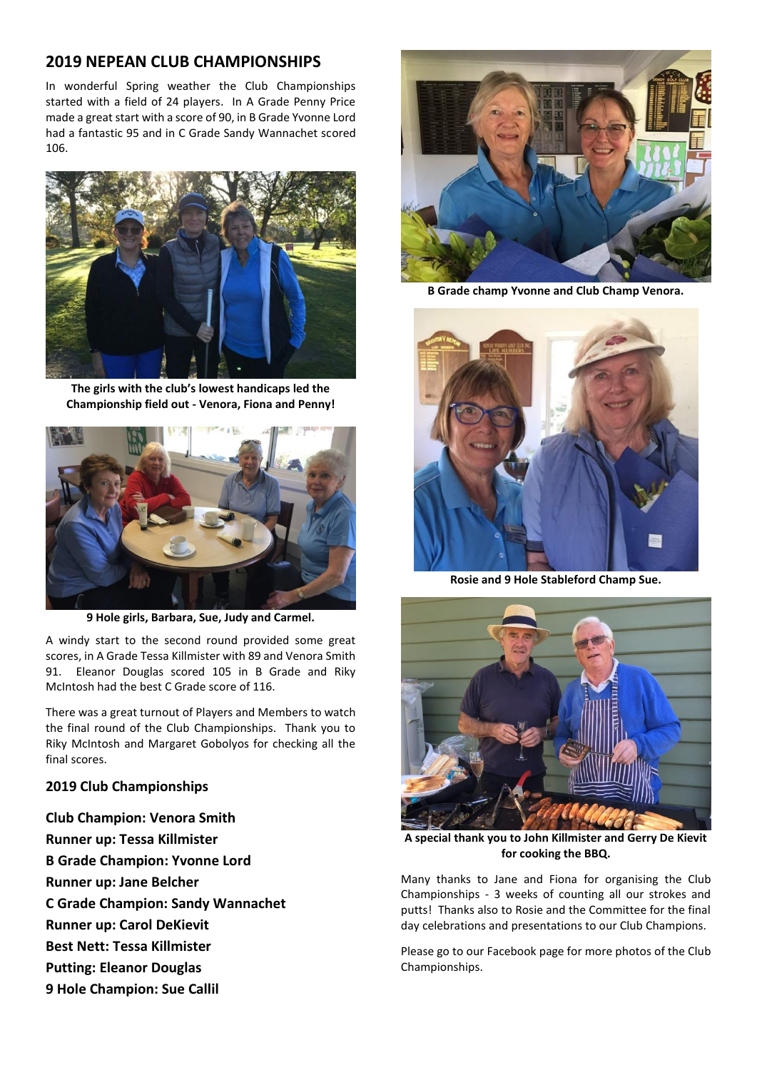## 2019 NEPEAN CLUB CHAMPIONSHIPS

In wonderful Spring weather the Club Championships started with a field of 24 players. In A Grade Penny Price made a great start with a score of 90, in B Grade Yvonne Lord had a fantastic 95 and in C Grade Sandy Wannachet scored 106.

**The girls with the club's lowest handicaps led the Championship field out - Venora, Fiona and Penny!**

**9 Hole girls, Barbara, Sue, Judy and Carmel.**

A windy start to the second round provided some great scores, in A Grade Tessa Killmister with 89 and Venora Smith 91. Eleanor Douglas scored 105 in B Grade and Riky McIntosh had the best C Grade score of 116.

There was a great turnout of Players and Members to watch the final round of the Club Championships. Thank you to Riky McIntosh and Margaret Gobolyos for checking all the final scores.

### 2019 Club Championships

**Club Champion: Venora Smith**
**Runner up: Tessa Killmister**
**B Grade Champion: Yvonne Lord**
**Runner up: Jane Belcher**
**C Grade Champion: Sandy Wannachet**
**Runner up: Carol DeKievit**
**Best Nett: Tessa Killmister**
**Putting: Eleanor Douglas**
**9 Hole Champion: Sue Callil**

**B Grade champ Yvonne and Club Champ Venora.**

**Rosie and 9 Hole Stableford Champ Sue.**

**A special thank you to John Killmister and Gerry De Kievit for cooking the BBQ.**

Many thanks to Jane and Fiona for organising the Club Championships - 3 weeks of counting all our strokes and putts! Thanks also to Rosie and the Committee for the final day celebrations and presentations to our Club Champions.

Please go to our Facebook page for more photos of the Club Championships.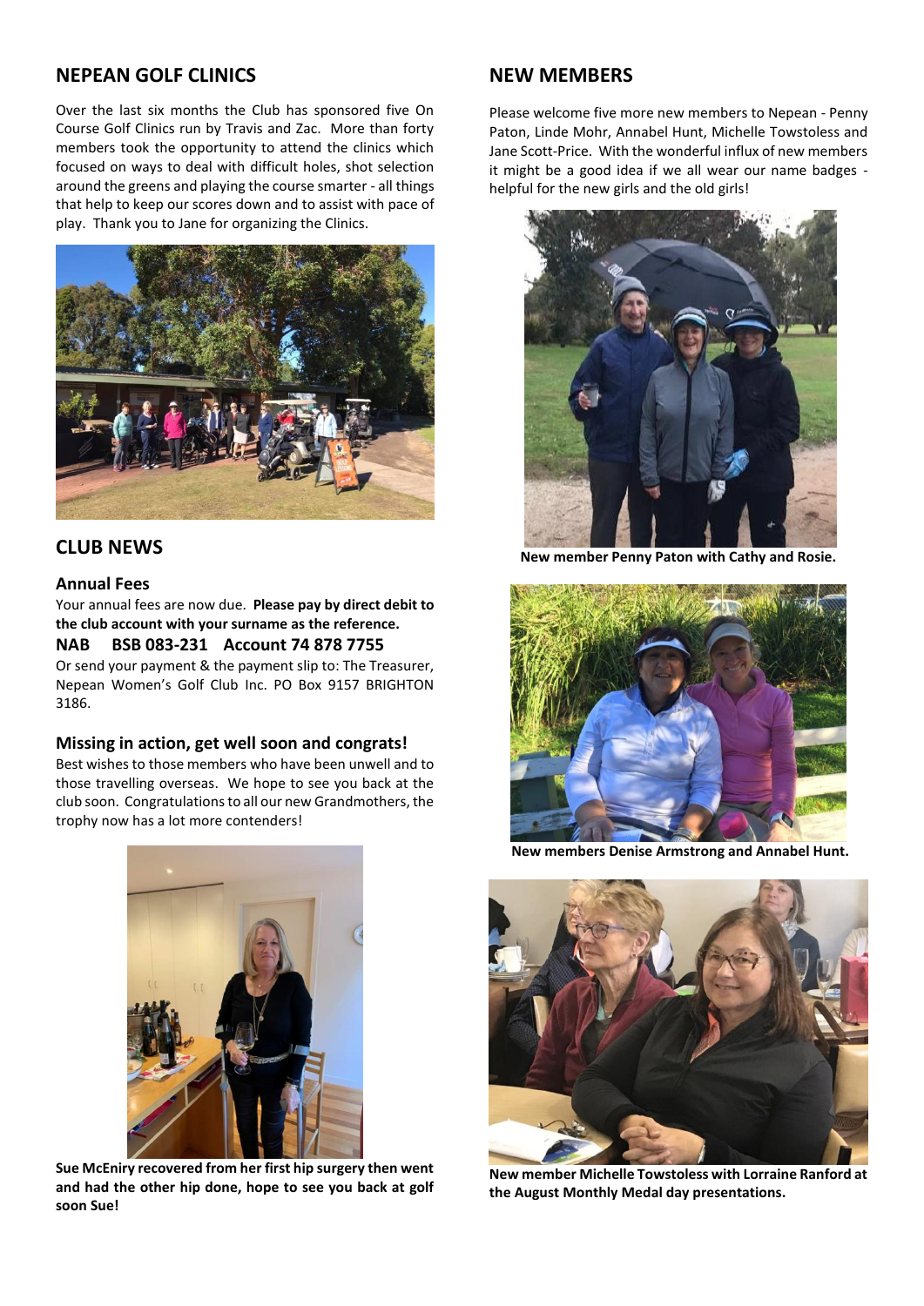## NEPEAN GOLF CLINICS

Over the last six months the Club has sponsored five On Course Golf Clinics run by Travis and Zac. More than forty members took the opportunity to attend the clinics which focused on ways to deal with difficult holes, shot selection around the greens and playing the course smarter - all things that help to keep our scores down and to assist with pace of play. Thank you to Jane for organizing the Clinics.

## CLUB NEWS

### Annual Fees

Your annual fees are now due. **Please pay by direct debit to the club account with your surname as the reference.**

**NAB BSB 083-231 Account 74 878 7755**

Or send your payment & the payment slip to: The Treasurer, Nepean Women's Golf Club Inc. PO Box 9157 BRIGHTON 3186.

### Missing in action, get well soon and congrats!

Best wishes to those members who have been unwell and to those travelling overseas. We hope to see you back at the club soon. Congratulations to all our new Grandmothers, the trophy now has a lot more contenders!

**Sue McEniry recovered from her first hip surgery then went and had the other hip done, hope to see you back at golf soon Sue!**

## NEW MEMBERS

Please welcome five more new members to Nepean - Penny Paton, Linde Mohr, Annabel Hunt, Michelle Towstoless and Jane Scott-Price. With the wonderful influx of new members it might be a good idea if we all wear our name badges - helpful for the new girls and the old girls!

**New member Penny Paton with Cathy and Rosie.**

**New members Denise Armstrong and Annabel Hunt.**

**New member Michelle Towstoless with Lorraine Ranford at the August Monthly Medal day presentations.**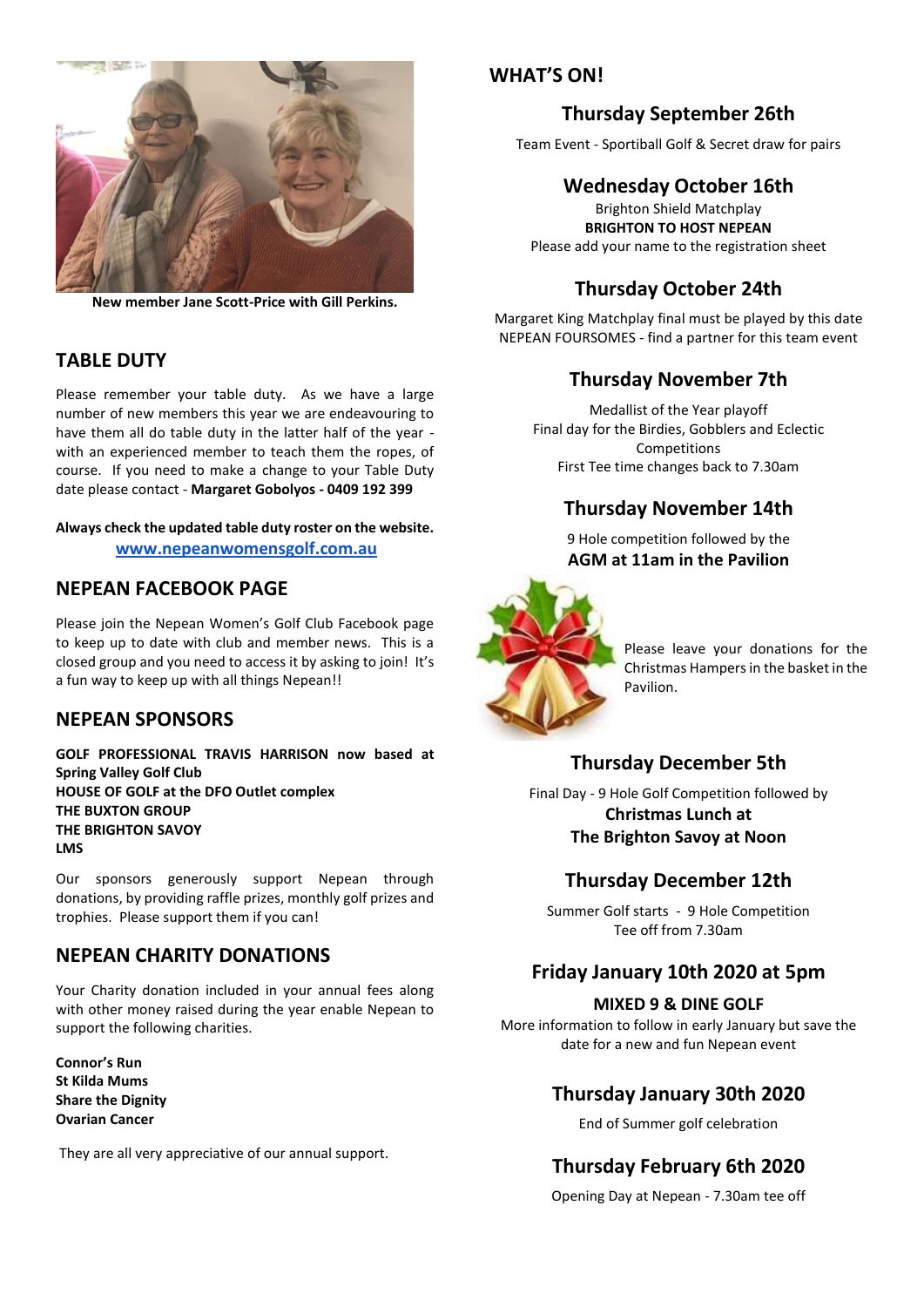New member Jane Scott-Price with Gill Perkins.

## TABLE DUTY

Please remember your table duty. As we have a large number of new members this year we are endeavouring to have them all do table duty in the latter half of the year - with an experienced member to teach them the ropes, of course. If you need to make a change to your Table Duty date please contact - **Margaret Gobolyos - 0409 192 399**

**Always check the updated table duty roster on the website.**
**www.nepeanwomensgolf.com.au**

## NEPEAN FACEBOOK PAGE

Please join the Nepean Women's Golf Club Facebook page to keep up to date with club and member news. This is a closed group and you need to access it by asking to join! It's a fun way to keep up with all things Nepean!!

## NEPEAN SPONSORS

**GOLF PROFESSIONAL TRAVIS HARRISON now based at Spring Valley Golf Club**
**HOUSE OF GOLF at the DFO Outlet complex**
**THE BUXTON GROUP**
**THE BRIGHTON SAVOY**
**LMS**

Our sponsors generously support Nepean through donations, by providing raffle prizes, monthly golf prizes and trophies. Please support them if you can!

## NEPEAN CHARITY DONATIONS

Your Charity donation included in your annual fees along with other money raised during the year enable Nepean to support the following charities.

**Connor's Run**
**St Kilda Mums**
**Share the Dignity**
**Ovarian Cancer**

They are all very appreciative of our annual support.

## WHAT'S ON!

### Thursday September 26th

Team Event - Sportiball Golf & Secret draw for pairs

### Wednesday October 16th

Brighton Shield Matchplay
**BRIGHTON TO HOST NEPEAN**
Please add your name to the registration sheet

### Thursday October 24th

Margaret King Matchplay final must be played by this date
NEPEAN FOURSOMES - find a partner for this team event

### Thursday November 7th

Medallist of the Year playoff
Final day for the Birdies, Gobblers and Eclectic Competitions
First Tee time changes back to 7.30am

### Thursday November 14th

9 Hole competition followed by the
**AGM at 11am in the Pavilion**

Please leave your donations for the Christmas Hampers in the basket in the Pavilion.

### Thursday December 5th

Final Day - 9 Hole Golf Competition followed by
**Christmas Lunch at**
**The Brighton Savoy at Noon**

### Thursday December 12th

Summer Golf starts - 9 Hole Competition
Tee off from 7.30am

### Friday January 10th 2020 at 5pm

**MIXED 9 & DINE GOLF**
More information to follow in early January but save the date for a new and fun Nepean event

### Thursday January 30th 2020

End of Summer golf celebration

### Thursday February 6th 2020

Opening Day at Nepean - 7.30am tee off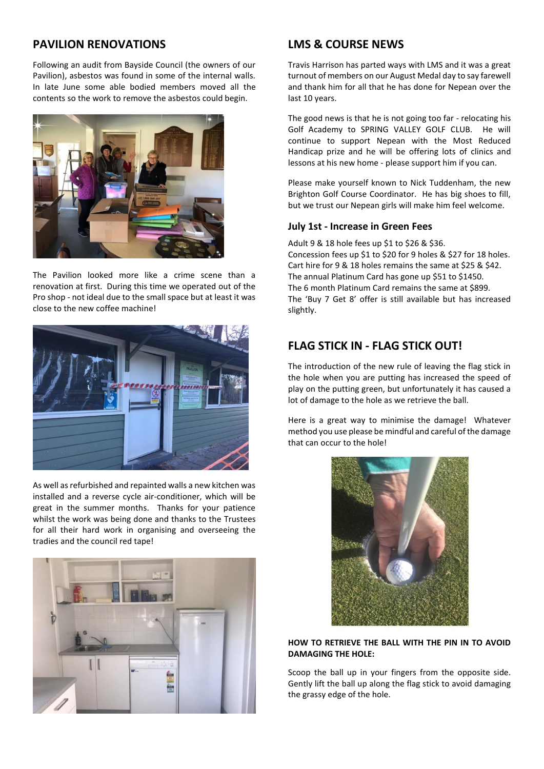## PAVILION RENOVATIONS

Following an audit from Bayside Council (the owners of our Pavilion), asbestos was found in some of the internal walls. In late June some able bodied members moved all the contents so the work to remove the asbestos could begin.

The Pavilion looked more like a crime scene than a renovation at first. During this time we operated out of the Pro shop - not ideal due to the small space but at least it was close to the new coffee machine!

As well as refurbished and repainted walls a new kitchen was installed and a reverse cycle air-conditioner, which will be great in the summer months. Thanks for your patience whilst the work was being done and thanks to the Trustees for all their hard work in organising and overseeing the tradies and the council red tape!

## LMS & COURSE NEWS

Travis Harrison has parted ways with LMS and it was a great turnout of members on our August Medal day to say farewell and thank him for all that he has done for Nepean over the last 10 years.

The good news is that he is not going too far - relocating his Golf Academy to SPRING VALLEY GOLF CLUB. He will continue to support Nepean with the Most Reduced Handicap prize and he will be offering lots of clinics and lessons at his new home - please support him if you can.

Please make yourself known to Nick Tuddenham, the new Brighton Golf Course Coordinator. He has big shoes to fill, but we trust our Nepean girls will make him feel welcome.

### July 1st - Increase in Green Fees

Adult 9 & 18 hole fees up $1 to $26 & $36.
Concession fees up $1 to $20 for 9 holes & $27 for 18 holes.
Cart hire for 9 & 18 holes remains the same at $25 & $42.
The annual Platinum Card has gone up $51 to $1450.
The 6 month Platinum Card remains the same at $899.
The 'Buy 7 Get 8' offer is still available but has increased slightly.

## FLAG STICK IN - FLAG STICK OUT!

The introduction of the new rule of leaving the flag stick in the hole when you are putting has increased the speed of play on the putting green, but unfortunately it has caused a lot of damage to the hole as we retrieve the ball.

Here is a great way to minimise the damage! Whatever method you use please be mindful and careful of the damage that can occur to the hole!

**HOW TO RETRIEVE THE BALL WITH THE PIN IN TO AVOID DAMAGING THE HOLE:**

Scoop the ball up in your fingers from the opposite side. Gently lift the ball up along the flag stick to avoid damaging the grassy edge of the hole.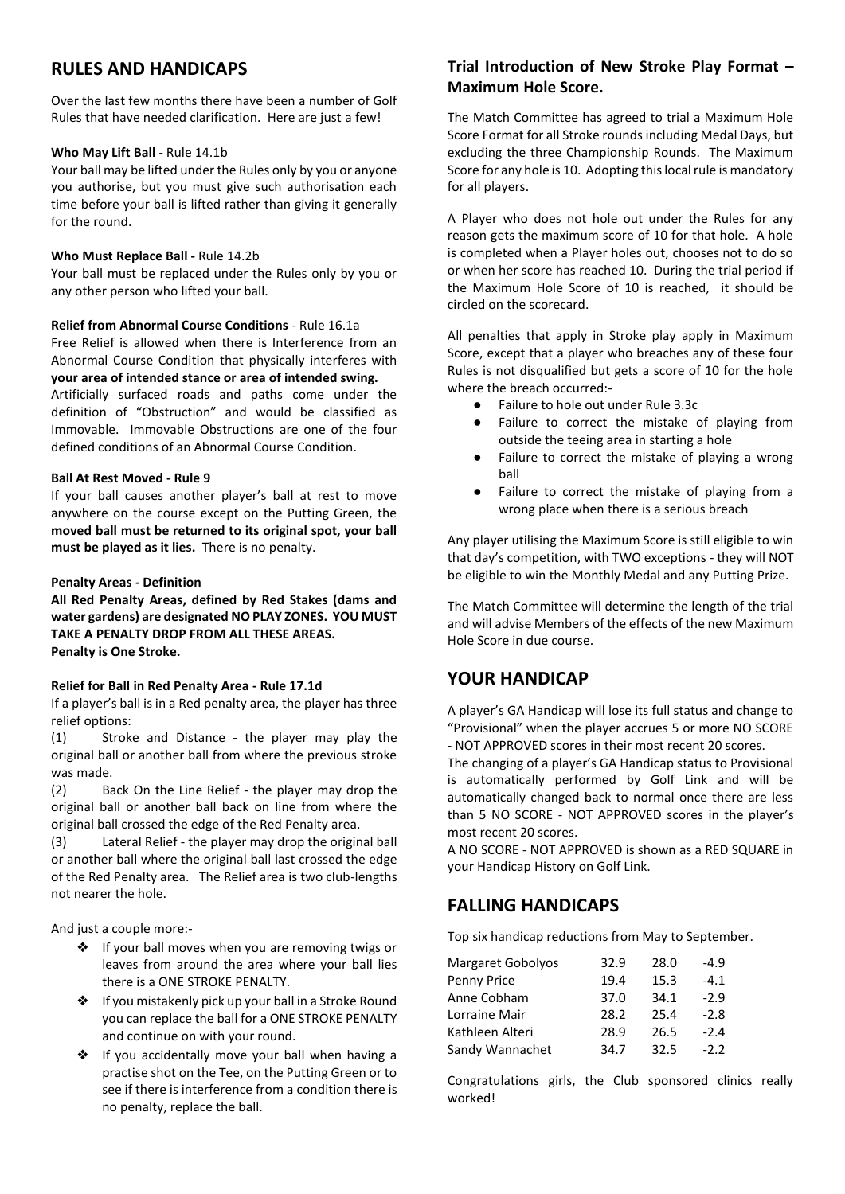## RULES AND HANDICAPS

Over the last few months there have been a number of Golf Rules that have needed clarification. Here are just a few!

**Who May Lift Ball** - Rule 14.1b

Your ball may be lifted under the Rules only by you or anyone you authorise, but you must give such authorisation each time before your ball is lifted rather than giving it generally for the round.

**Who Must Replace Ball -** Rule 14.2b

Your ball must be replaced under the Rules only by you or any other person who lifted your ball.

**Relief from Abnormal Course Conditions** - Rule 16.1a

Free Relief is allowed when there is Interference from an Abnormal Course Condition that physically interferes with **your area of intended stance or area of intended swing.**

Artificially surfaced roads and paths come under the definition of "Obstruction" and would be classified as Immovable. Immovable Obstructions are one of the four defined conditions of an Abnormal Course Condition.

**Ball At Rest Moved - Rule 9**

If your ball causes another player's ball at rest to move anywhere on the course except on the Putting Green, the **moved ball must be returned to its original spot, your ball must be played as it lies.** There is no penalty.

**Penalty Areas - Definition**

**All Red Penalty Areas, defined by Red Stakes (dams and water gardens) are designated NO PLAY ZONES. YOU MUST TAKE A PENALTY DROP FROM ALL THESE AREAS.**
**Penalty is One Stroke.**

**Relief for Ball in Red Penalty Area - Rule 17.1d**

If a player's ball is in a Red penalty area, the player has three relief options:

(1) Stroke and Distance - the player may play the original ball or another ball from where the previous stroke was made.

(2) Back On the Line Relief - the player may drop the original ball or another ball back on line from where the original ball crossed the edge of the Red Penalty area.

(3) Lateral Relief - the player may drop the original ball or another ball where the original ball last crossed the edge of the Red Penalty area. The Relief area is two club-lengths not nearer the hole.

And just a couple more:-

- If your ball moves when you are removing twigs or leaves from around the area where your ball lies there is a ONE STROKE PENALTY.
- If you mistakenly pick up your ball in a Stroke Round you can replace the ball for a ONE STROKE PENALTY and continue on with your round.
- If you accidentally move your ball when having a practise shot on the Tee, on the Putting Green or to see if there is interference from a condition there is no penalty, replace the ball.

### Trial Introduction of New Stroke Play Format – Maximum Hole Score.

The Match Committee has agreed to trial a Maximum Hole Score Format for all Stroke rounds including Medal Days, but excluding the three Championship Rounds. The Maximum Score for any hole is 10. Adopting this local rule is mandatory for all players.

A Player who does not hole out under the Rules for any reason gets the maximum score of 10 for that hole. A hole is completed when a Player holes out, chooses not to do so or when her score has reached 10. During the trial period if the Maximum Hole Score of 10 is reached, it should be circled on the scorecard.

All penalties that apply in Stroke play apply in Maximum Score, except that a player who breaches any of these four Rules is not disqualified but gets a score of 10 for the hole where the breach occurred:-

- Failure to hole out under Rule 3.3c
- Failure to correct the mistake of playing from outside the teeing area in starting a hole
- Failure to correct the mistake of playing a wrong ball
- Failure to correct the mistake of playing from a wrong place when there is a serious breach

Any player utilising the Maximum Score is still eligible to win that day's competition, with TWO exceptions - they will NOT be eligible to win the Monthly Medal and any Putting Prize.

The Match Committee will determine the length of the trial and will advise Members of the effects of the new Maximum Hole Score in due course.

## YOUR HANDICAP

A player's GA Handicap will lose its full status and change to "Provisional" when the player accrues 5 or more NO SCORE - NOT APPROVED scores in their most recent 20 scores.

The changing of a player's GA Handicap status to Provisional is automatically performed by Golf Link and will be automatically changed back to normal once there are less than 5 NO SCORE - NOT APPROVED scores in the player's most recent 20 scores.

A NO SCORE - NOT APPROVED is shown as a RED SQUARE in your Handicap History on Golf Link.

## FALLING HANDICAPS

Top six handicap reductions from May to September.

| | | | |
|---|---|---|---|
| Margaret Gobolyos | 32.9 | 28.0 | -4.9 |
| Penny Price | 19.4 | 15.3 | -4.1 |
| Anne Cobham | 37.0 | 34.1 | -2.9 |
| Lorraine Mair | 28.2 | 25.4 | -2.8 |
| Kathleen Alteri | 28.9 | 26.5 | -2.4 |
| Sandy Wannachet | 34.7 | 32.5 | -2.2 |

Congratulations girls, the Club sponsored clinics really worked!